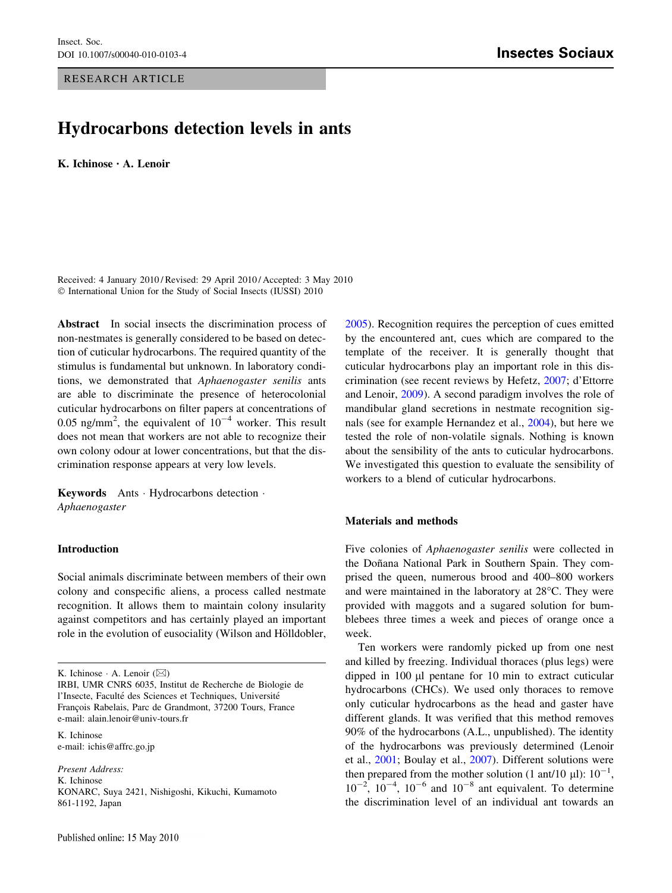RESEARCH ARTICLE

# Hydrocarbons detection levels in ants

**K. Ichinose · A. Lenoir**

Received: 4 January 2010 / Revised: 29 April 2010 / Accepted: 3 May 2010
© International Union for the Study of Social Insects (IUSSI) 2010

**Abstract** In social insects the discrimination process of non-nestmates is generally considered to be based on detection of cuticular hydrocarbons. The required quantity of the stimulus is fundamental but unknown. In laboratory conditions, we demonstrated that *Aphaenogaster senilis* ants are able to discriminate the presence of heterocolonial cuticular hydrocarbons on filter papers at concentrations of 0.05 ng/mm$^2$, the equivalent of $10^{-4}$ worker. This result does not mean that workers are not able to recognize their own colony odour at lower concentrations, but that the discrimination response appears at very low levels.

**Keywords** Ants · Hydrocarbons detection · *Aphaenogaster*

## Introduction

Social animals discriminate between members of their own colony and conspecific aliens, a process called nestmate recognition. It allows them to maintain colony insularity against competitors and has certainly played an important role in the evolution of eusociality (Wilson and Hölldobler, 2005). Recognition requires the perception of cues emitted by the encountered ant, cues which are compared to the template of the receiver. It is generally thought that cuticular hydrocarbons play an important role in this discrimination (see recent reviews by Hefetz, 2007; d'Ettorre and Lenoir, 2009). A second paradigm involves the role of mandibular gland secretions in nestmate recognition signals (see for example Hernandez et al., 2004), but here we tested the role of non-volatile signals. Nothing is known about the sensibility of the ants to cuticular hydrocarbons. We investigated this question to evaluate the sensibility of workers to a blend of cuticular hydrocarbons.

## Materials and methods

Five colonies of *Aphaenogaster senilis* were collected in the Doñana National Park in Southern Spain. They comprised the queen, numerous brood and 400–800 workers and were maintained in the laboratory at 28°C. They were provided with maggots and a sugared solution for bumblebees three times a week and pieces of orange once a week.

Ten workers were randomly picked up from one nest and killed by freezing. Individual thoraces (plus legs) were dipped in 100 μl pentane for 10 min to extract cuticular hydrocarbons (CHCs). We used only thoraces to remove only cuticular hydrocarbons as the head and gaster have different glands. It was verified that this method removes 90% of the hydrocarbons (A.L., unpublished). The identity of the hydrocarbons was previously determined (Lenoir et al., 2001; Boulay et al., 2007). Different solutions were then prepared from the mother solution (1 ant/10 μl): $10^{-1}$, $10^{-2}$, $10^{-4}$, $10^{-6}$ and $10^{-8}$ ant equivalent. To determine the discrimination level of an individual ant towards an

K. Ichinose · A. Lenoir (✉)
IRBI, UMR CNRS 6035, Institut de Recherche de Biologie de l'Insecte, Faculté des Sciences et Techniques, Université François Rabelais, Parc de Grandmont, 37200 Tours, France
e-mail: alain.lenoir@univ-tours.fr

K. Ichinose
e-mail: ichis@affrc.go.jp

*Present Address:*
K. Ichinose
KONARC, Suya 2421, Nishigoshi, Kikuchi, Kumamoto 861-1192, Japan

Published online: 15 May 2010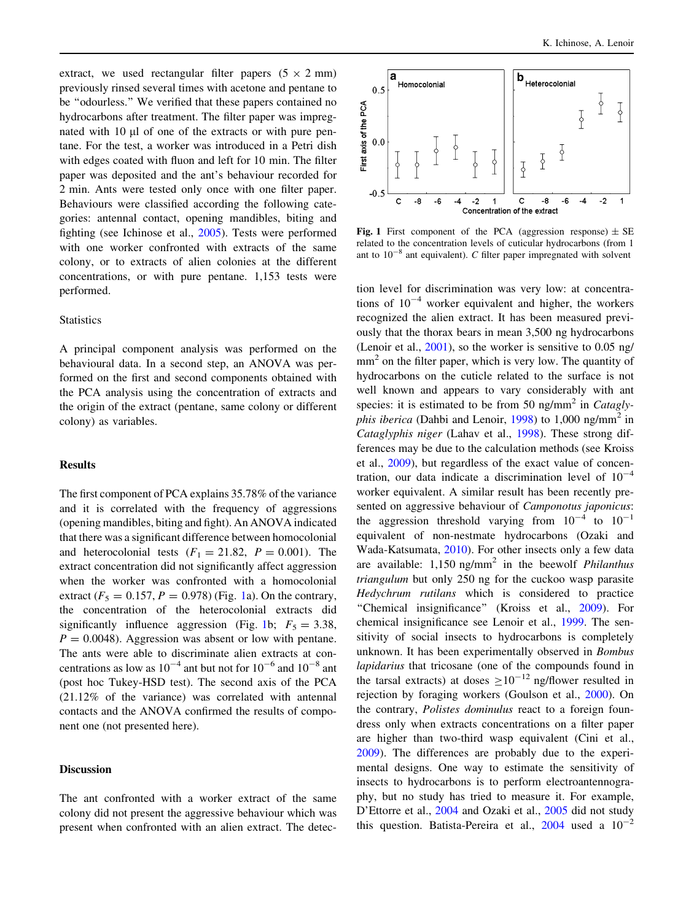extract, we used rectangular filter papers (5 × 2 mm) previously rinsed several times with acetone and pentane to be "odourless." We verified that these papers contained no hydrocarbons after treatment. The filter paper was impregnated with 10 µl of one of the extracts or with pure pentane. For the test, a worker was introduced in a Petri dish with edges coated with fluon and left for 10 min. The filter paper was deposited and the ant's behaviour recorded for 2 min. Ants were tested only once with one filter paper. Behaviours were classified according the following categories: antennal contact, opening mandibles, biting and fighting (see Ichinose et al., 2005). Tests were performed with one worker confronted with extracts of the same colony, or to extracts of alien colonies at the different concentrations, or with pure pentane. 1,153 tests were performed.

### Statistics

A principal component analysis was performed on the behavioural data. In a second step, an ANOVA was performed on the first and second components obtained with the PCA analysis using the concentration of extracts and the origin of the extract (pentane, same colony or different colony) as variables.

## Results

The first component of PCA explains 35.78% of the variance and it is correlated with the frequency of aggressions (opening mandibles, biting and fight). An ANOVA indicated that there was a significant difference between homocolonial and heterocolonial tests ($F_1 = 21.82$, $P = 0.001$). The extract concentration did not significantly affect aggression when the worker was confronted with a homocolonial extract ($F_5 = 0.157$, $P = 0.978$) (Fig. 1a). On the contrary, the concentration of the heterocolonial extracts did significantly influence aggression (Fig. 1b; $F_5 = 3.38$, $P = 0.0048$). Aggression was absent or low with pentane. The ants were able to discriminate alien extracts at concentrations as low as $10^{-4}$ ant but not for $10^{-6}$ and $10^{-8}$ ant (post hoc Tukey-HSD test). The second axis of the PCA (21.12% of the variance) was correlated with antennal contacts and the ANOVA confirmed the results of component one (not presented here).

## Discussion

The ant confronted with a worker extract of the same colony did not present the aggressive behaviour which was present when confronted with an alien extract. The detection level for discrimination was very low: at concentrations of $10^{-4}$ worker equivalent and higher, the workers recognized the alien extract. It has been measured previously that the thorax bears in mean 3,500 ng hydrocarbons (Lenoir et al., 2001), so the worker is sensitive to 0.05 ng/mm$^2$ on the filter paper, which is very low. The quantity of hydrocarbons on the cuticle related to the surface is not well known and appears to vary considerably with ant species: it is estimated to be from 50 ng/mm$^2$ in *Cataglyphis iberica* (Dahbi and Lenoir, 1998) to 1,000 ng/mm$^2$ in *Cataglyphis niger* (Lahav et al., 1998). These strong differences may be due to the calculation methods (see Kroiss et al., 2009), but regardless of the exact value of concentration, our data indicate a discrimination level of $10^{-4}$ worker equivalent. A similar result has been recently presented on aggressive behaviour of *Camponotus japonicus*: the aggression threshold varying from $10^{-4}$ to $10^{-1}$ equivalent of non-nestmate hydrocarbons (Ozaki and Wada-Katsumata, 2010). For other insects only a few data are available: 1,150 ng/mm$^2$ in the beewolf *Philanthus triangulum* but only 250 ng for the cuckoo wasp parasite *Hedychrum rutilans* which is considered to practice "Chemical insignificance" (Kroiss et al., 2009). For chemical insignificance see Lenoir et al., 1999. The sensitivity of social insects to hydrocarbons is completely unknown. It has been experimentally observed in *Bombus lapidarius* that tricosane (one of the compounds found in the tarsal extracts) at doses $\geq 10^{-12}$ ng/flower resulted in rejection by foraging workers (Goulson et al., 2000). On the contrary, *Polistes dominulus* react to a foreign foundress only when extracts concentrations on a filter paper are higher than two-third wasp equivalent (Cini et al., 2009). The differences are probably due to the experimental designs. One way to estimate the sensitivity of insects to hydrocarbons is to perform electroantennography, but no study has tried to measure it. For example, D'Ettorre et al., 2004 and Ozaki et al., 2005 did not study this question. Batista-Pereira et al., 2004 used a $10^{-2}$

**Fig. 1** First component of the PCA (aggression response) ± SE related to the concentration levels of cuticular hydrocarbons (from 1 ant to $10^{-8}$ ant equivalent). *C* filter paper impregnated with solvent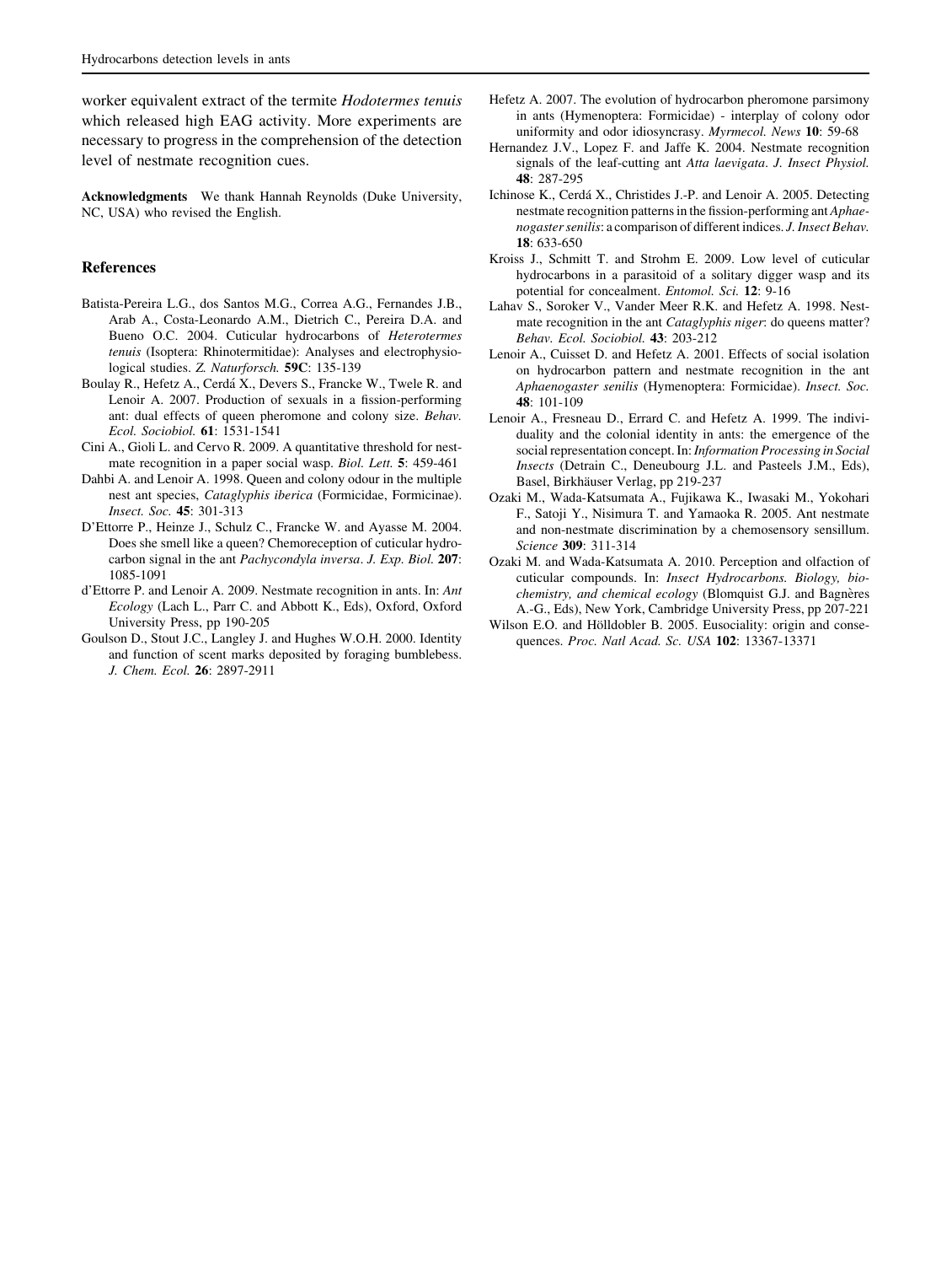worker equivalent extract of the termite *Hodotermes tenuis* which released high EAG activity. More experiments are necessary to progress in the comprehension of the detection level of nestmate recognition cues.

**Acknowledgments** We thank Hannah Reynolds (Duke University, NC, USA) who revised the English.

## References

Batista-Pereira L.G., dos Santos M.G., Correa A.G., Fernandes J.B., Arab A., Costa-Leonardo A.M., Dietrich C., Pereira D.A. and Bueno O.C. 2004. Cuticular hydrocarbons of *Heterotermes tenuis* (Isoptera: Rhinotermitidae): Analyses and electrophysiological studies. *Z. Naturforsch.* **59C**: 135-139

Boulay R., Hefetz A., Cerdá X., Devers S., Francke W., Twele R. and Lenoir A. 2007. Production of sexuals in a fission-performing ant: dual effects of queen pheromone and colony size. *Behav. Ecol. Sociobiol.* **61**: 1531-1541

Cini A., Gioli L. and Cervo R. 2009. A quantitative threshold for nestmate recognition in a paper social wasp. *Biol. Lett.* **5**: 459-461

Dahbi A. and Lenoir A. 1998. Queen and colony odour in the multiple nest ant species, *Cataglyphis iberica* (Formicidae, Formicinae). *Insect. Soc.* **45**: 301-313

D'Ettorre P., Heinze J., Schulz C., Francke W. and Ayasse M. 2004. Does she smell like a queen? Chemoreception of cuticular hydrocarbon signal in the ant *Pachycondyla inversa*. *J. Exp. Biol.* **207**: 1085-1091

d'Ettorre P. and Lenoir A. 2009. Nestmate recognition in ants. In: *Ant Ecology* (Lach L., Parr C. and Abbott K., Eds), Oxford, Oxford University Press, pp 190-205

Goulson D., Stout J.C., Langley J. and Hughes W.O.H. 2000. Identity and function of scent marks deposited by foraging bumblebess. *J. Chem. Ecol.* **26**: 2897-2911

Hefetz A. 2007. The evolution of hydrocarbon pheromone parsimony in ants (Hymenoptera: Formicidae) - interplay of colony odor uniformity and odor idiosyncrasy. *Myrmecol. News* **10**: 59-68

Hernandez J.V., Lopez F. and Jaffe K. 2004. Nestmate recognition signals of the leaf-cutting ant *Atta laevigata*. *J. Insect Physiol.* **48**: 287-295

Ichinose K., Cerdá X., Christides J.-P. and Lenoir A. 2005. Detecting nestmate recognition patterns in the fission-performing ant *Aphaenogaster senilis*: a comparison of different indices. *J. Insect Behav.* **18**: 633-650

Kroiss J., Schmitt T. and Strohm E. 2009. Low level of cuticular hydrocarbons in a parasitoid of a solitary digger wasp and its potential for concealment. *Entomol. Sci.* **12**: 9-16

Lahav S., Soroker V., Vander Meer R.K. and Hefetz A. 1998. Nestmate recognition in the ant *Cataglyphis niger*: do queens matter? *Behav. Ecol. Sociobiol.* **43**: 203-212

Lenoir A., Cuisset D. and Hefetz A. 2001. Effects of social isolation on hydrocarbon pattern and nestmate recognition in the ant *Aphaenogaster senilis* (Hymenoptera: Formicidae). *Insect. Soc.* **48**: 101-109

Lenoir A., Fresneau D., Errard C. and Hefetz A. 1999. The individuality and the colonial identity in ants: the emergence of the social representation concept. In: *Information Processing in Social Insects* (Detrain C., Deneubourg J.L. and Pasteels J.M., Eds), Basel, Birkhäuser Verlag, pp 219-237

Ozaki M., Wada-Katsumata A., Fujikawa K., Iwasaki M., Yokohari F., Satoji Y., Nisimura T. and Yamaoka R. 2005. Ant nestmate and non-nestmate discrimination by a chemosensory sensillum. *Science* **309**: 311-314

Ozaki M. and Wada-Katsumata A. 2010. Perception and olfaction of cuticular compounds. In: *Insect Hydrocarbons. Biology, biochemistry, and chemical ecology* (Blomquist G.J. and Bagnères A.-G., Eds), New York, Cambridge University Press, pp 207-221

Wilson E.O. and Hölldobler B. 2005. Eusociality: origin and consequences. *Proc. Natl Acad. Sc. USA* **102**: 13367-13371